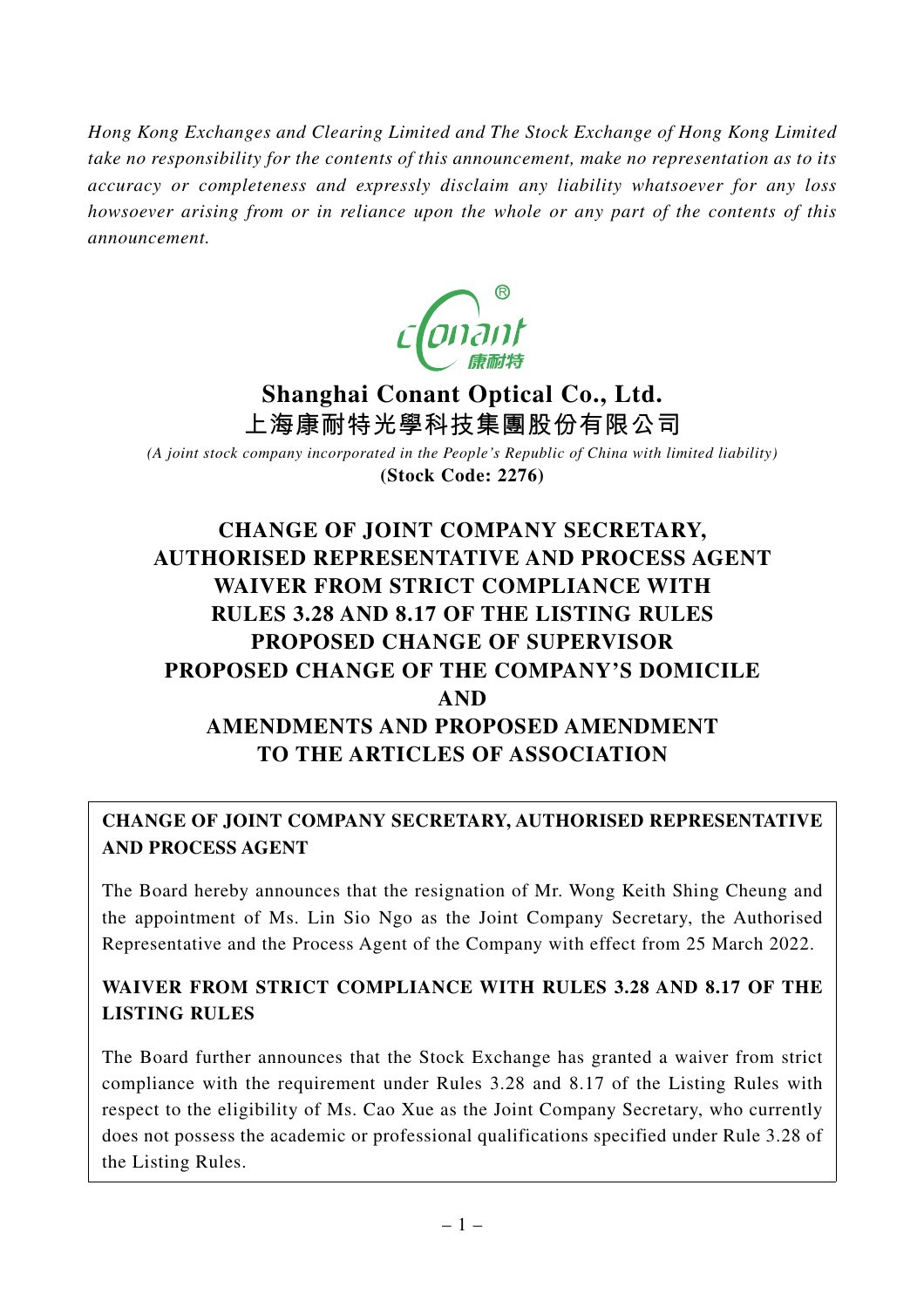*Hong Kong Exchanges and Clearing Limited and The Stock Exchange of Hong Kong Limited take no responsibility for the contents of this announcement, make no representation as to its accuracy or completeness and expressly disclaim any liability whatsoever for any loss howsoever arising from or in reliance upon the whole or any part of the contents of this announcement.*

# Shanghai Conant Optical Co., Ltd.
# 上海康耐特光學科技集團股份有限公司

*(A joint stock company incorporated in the People's Republic of China with limited liability)*

**(Stock Code: 2276)**

## CHANGE OF JOINT COMPANY SECRETARY, AUTHORISED REPRESENTATIVE AND PROCESS AGENT WAIVER FROM STRICT COMPLIANCE WITH RULES 3.28 AND 8.17 OF THE LISTING RULES PROPOSED CHANGE OF SUPERVISOR PROPOSED CHANGE OF THE COMPANY'S DOMICILE AND AMENDMENTS AND PROPOSED AMENDMENT TO THE ARTICLES OF ASSOCIATION

### CHANGE OF JOINT COMPANY SECRETARY, AUTHORISED REPRESENTATIVE AND PROCESS AGENT

The Board hereby announces that the resignation of Mr. Wong Keith Shing Cheung and the appointment of Ms. Lin Sio Ngo as the Joint Company Secretary, the Authorised Representative and the Process Agent of the Company with effect from 25 March 2022.

### WAIVER FROM STRICT COMPLIANCE WITH RULES 3.28 AND 8.17 OF THE LISTING RULES

The Board further announces that the Stock Exchange has granted a waiver from strict compliance with the requirement under Rules 3.28 and 8.17 of the Listing Rules with respect to the eligibility of Ms. Cao Xue as the Joint Company Secretary, who currently does not possess the academic or professional qualifications specified under Rule 3.28 of the Listing Rules.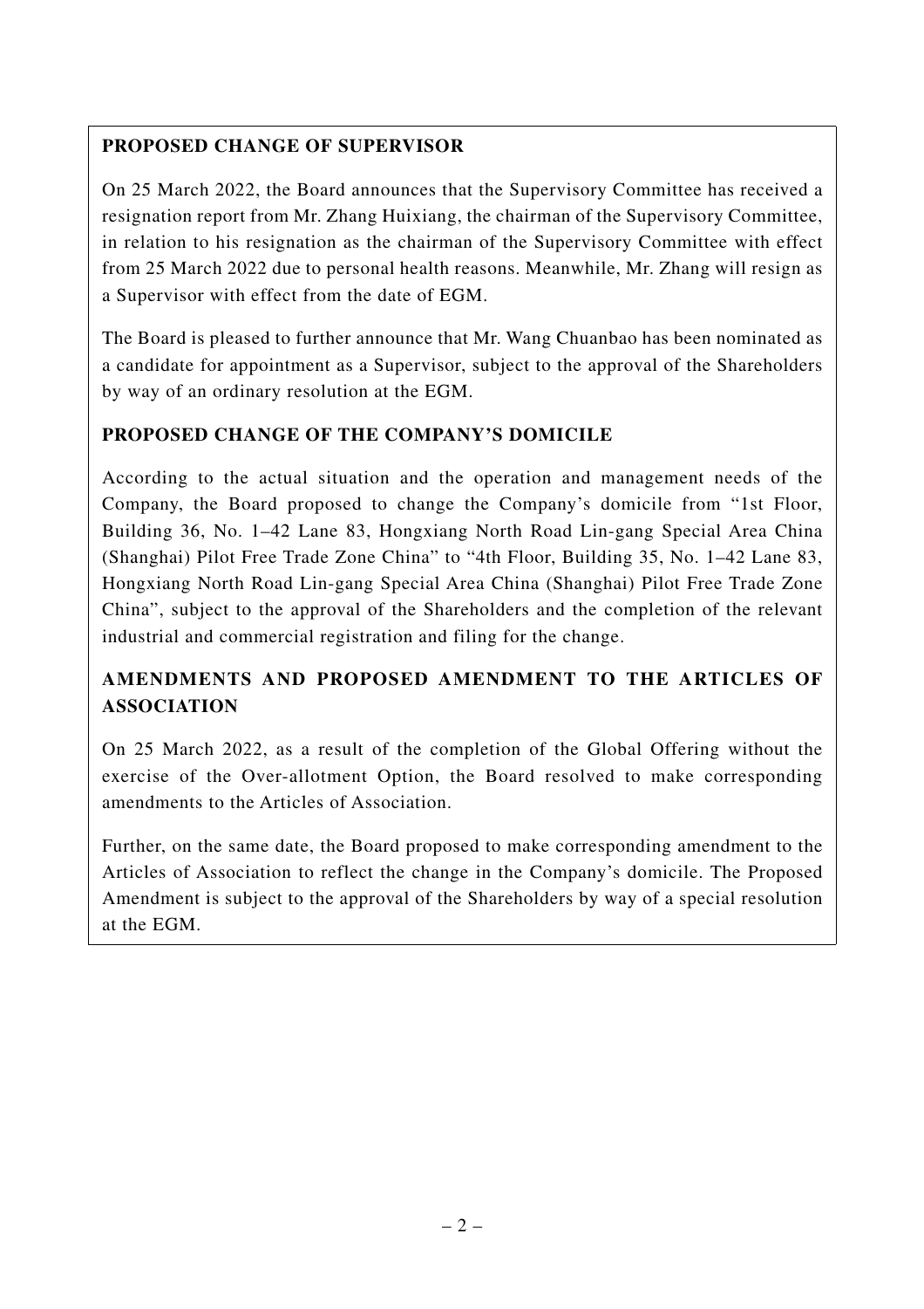**PROPOSED CHANGE OF SUPERVISOR**

On 25 March 2022, the Board announces that the Supervisory Committee has received a resignation report from Mr. Zhang Huixiang, the chairman of the Supervisory Committee, in relation to his resignation as the chairman of the Supervisory Committee with effect from 25 March 2022 due to personal health reasons. Meanwhile, Mr. Zhang will resign as a Supervisor with effect from the date of EGM.

The Board is pleased to further announce that Mr. Wang Chuanbao has been nominated as a candidate for appointment as a Supervisor, subject to the approval of the Shareholders by way of an ordinary resolution at the EGM.

**PROPOSED CHANGE OF THE COMPANY'S DOMICILE**

According to the actual situation and the operation and management needs of the Company, the Board proposed to change the Company's domicile from "1st Floor, Building 36, No. 1–42 Lane 83, Hongxiang North Road Lin-gang Special Area China (Shanghai) Pilot Free Trade Zone China" to "4th Floor, Building 35, No. 1–42 Lane 83, Hongxiang North Road Lin-gang Special Area China (Shanghai) Pilot Free Trade Zone China", subject to the approval of the Shareholders and the completion of the relevant industrial and commercial registration and filing for the change.

**AMENDMENTS AND PROPOSED AMENDMENT TO THE ARTICLES OF ASSOCIATION**

On 25 March 2022, as a result of the completion of the Global Offering without the exercise of the Over-allotment Option, the Board resolved to make corresponding amendments to the Articles of Association.

Further, on the same date, the Board proposed to make corresponding amendment to the Articles of Association to reflect the change in the Company's domicile. The Proposed Amendment is subject to the approval of the Shareholders by way of a special resolution at the EGM.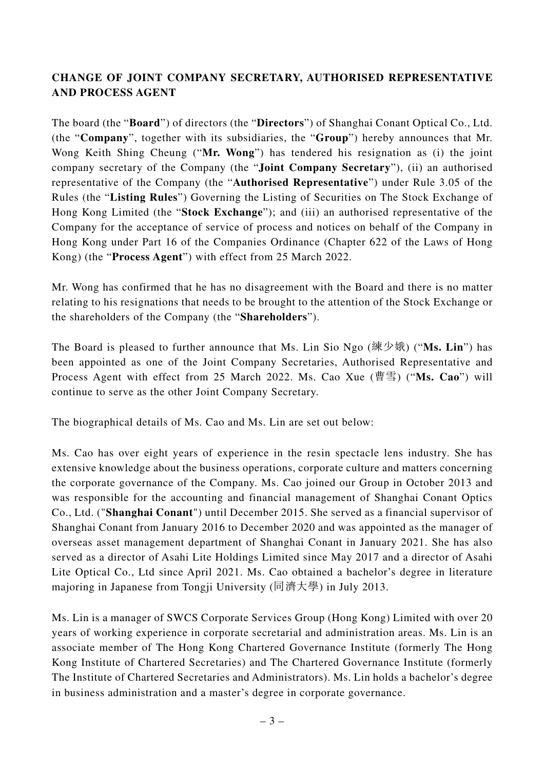## CHANGE OF JOINT COMPANY SECRETARY, AUTHORISED REPRESENTATIVE AND PROCESS AGENT

The board (the "**Board**") of directors (the "**Directors**") of Shanghai Conant Optical Co., Ltd. (the "**Company**", together with its subsidiaries, the "**Group**") hereby announces that Mr. Wong Keith Shing Cheung ("**Mr. Wong**") has tendered his resignation as (i) the joint company secretary of the Company (the "**Joint Company Secretary**"), (ii) an authorised representative of the Company (the "**Authorised Representative**") under Rule 3.05 of the Rules (the "**Listing Rules**") Governing the Listing of Securities on The Stock Exchange of Hong Kong Limited (the "**Stock Exchange**"); and (iii) an authorised representative of the Company for the acceptance of service of process and notices on behalf of the Company in Hong Kong under Part 16 of the Companies Ordinance (Chapter 622 of the Laws of Hong Kong) (the "**Process Agent**") with effect from 25 March 2022.

Mr. Wong has confirmed that he has no disagreement with the Board and there is no matter relating to his resignations that needs to be brought to the attention of the Stock Exchange or the shareholders of the Company (the "**Shareholders**").

The Board is pleased to further announce that Ms. Lin Sio Ngo (練少娥) ("**Ms. Lin**") has been appointed as one of the Joint Company Secretaries, Authorised Representative and Process Agent with effect from 25 March 2022. Ms. Cao Xue (曹雪) ("**Ms. Cao**") will continue to serve as the other Joint Company Secretary.

The biographical details of Ms. Cao and Ms. Lin are set out below:

Ms. Cao has over eight years of experience in the resin spectacle lens industry. She has extensive knowledge about the business operations, corporate culture and matters concerning the corporate governance of the Company. Ms. Cao joined our Group in October 2013 and was responsible for the accounting and financial management of Shanghai Conant Optics Co., Ltd. ("**Shanghai Conant**") until December 2015. She served as a financial supervisor of Shanghai Conant from January 2016 to December 2020 and was appointed as the manager of overseas asset management department of Shanghai Conant in January 2021. She has also served as a director of Asahi Lite Holdings Limited since May 2017 and a director of Asahi Lite Optical Co., Ltd since April 2021. Ms. Cao obtained a bachelor's degree in literature majoring in Japanese from Tongji University (同濟大學) in July 2013.

Ms. Lin is a manager of SWCS Corporate Services Group (Hong Kong) Limited with over 20 years of working experience in corporate secretarial and administration areas. Ms. Lin is an associate member of The Hong Kong Chartered Governance Institute (formerly The Hong Kong Institute of Chartered Secretaries) and The Chartered Governance Institute (formerly The Institute of Chartered Secretaries and Administrators). Ms. Lin holds a bachelor's degree in business administration and a master's degree in corporate governance.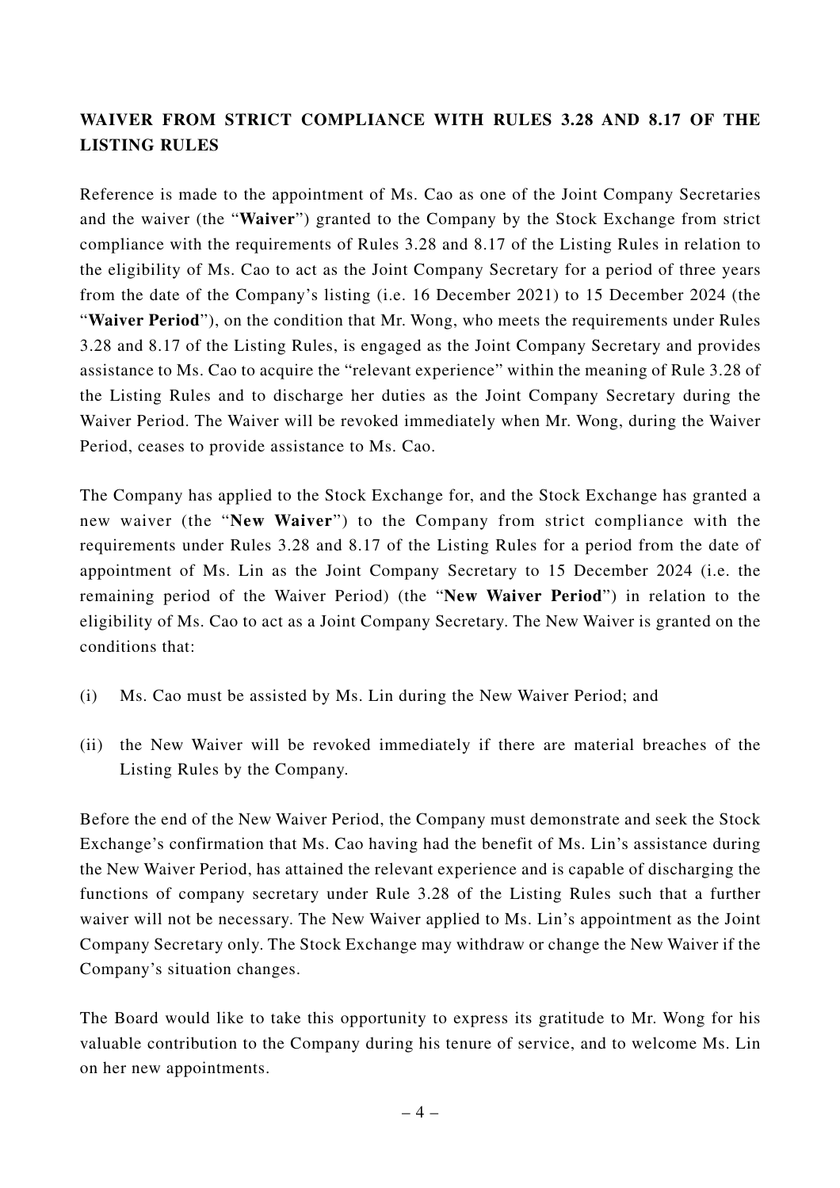## WAIVER FROM STRICT COMPLIANCE WITH RULES 3.28 AND 8.17 OF THE LISTING RULES

Reference is made to the appointment of Ms. Cao as one of the Joint Company Secretaries and the waiver (the "**Waiver**") granted to the Company by the Stock Exchange from strict compliance with the requirements of Rules 3.28 and 8.17 of the Listing Rules in relation to the eligibility of Ms. Cao to act as the Joint Company Secretary for a period of three years from the date of the Company's listing (i.e. 16 December 2021) to 15 December 2024 (the "**Waiver Period**"), on the condition that Mr. Wong, who meets the requirements under Rules 3.28 and 8.17 of the Listing Rules, is engaged as the Joint Company Secretary and provides assistance to Ms. Cao to acquire the "relevant experience" within the meaning of Rule 3.28 of the Listing Rules and to discharge her duties as the Joint Company Secretary during the Waiver Period. The Waiver will be revoked immediately when Mr. Wong, during the Waiver Period, ceases to provide assistance to Ms. Cao.

The Company has applied to the Stock Exchange for, and the Stock Exchange has granted a new waiver (the "**New Waiver**") to the Company from strict compliance with the requirements under Rules 3.28 and 8.17 of the Listing Rules for a period from the date of appointment of Ms. Lin as the Joint Company Secretary to 15 December 2024 (i.e. the remaining period of the Waiver Period) (the "**New Waiver Period**") in relation to the eligibility of Ms. Cao to act as a Joint Company Secretary. The New Waiver is granted on the conditions that:

(i) Ms. Cao must be assisted by Ms. Lin during the New Waiver Period; and

(ii) the New Waiver will be revoked immediately if there are material breaches of the Listing Rules by the Company.

Before the end of the New Waiver Period, the Company must demonstrate and seek the Stock Exchange's confirmation that Ms. Cao having had the benefit of Ms. Lin's assistance during the New Waiver Period, has attained the relevant experience and is capable of discharging the functions of company secretary under Rule 3.28 of the Listing Rules such that a further waiver will not be necessary. The New Waiver applied to Ms. Lin's appointment as the Joint Company Secretary only. The Stock Exchange may withdraw or change the New Waiver if the Company's situation changes.

The Board would like to take this opportunity to express its gratitude to Mr. Wong for his valuable contribution to the Company during his tenure of service, and to welcome Ms. Lin on her new appointments.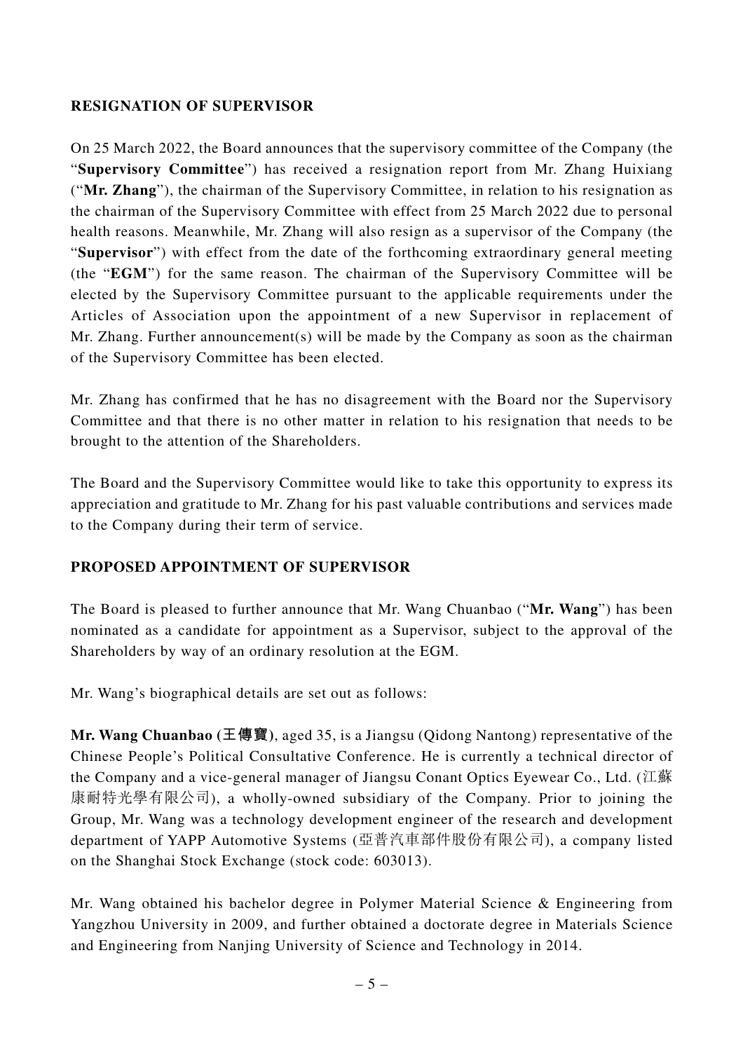## RESIGNATION OF SUPERVISOR

On 25 March 2022, the Board announces that the supervisory committee of the Company (the "**Supervisory Committee**") has received a resignation report from Mr. Zhang Huixiang ("**Mr. Zhang**"), the chairman of the Supervisory Committee, in relation to his resignation as the chairman of the Supervisory Committee with effect from 25 March 2022 due to personal health reasons. Meanwhile, Mr. Zhang will also resign as a supervisor of the Company (the "**Supervisor**") with effect from the date of the forthcoming extraordinary general meeting (the "**EGM**") for the same reason. The chairman of the Supervisory Committee will be elected by the Supervisory Committee pursuant to the applicable requirements under the Articles of Association upon the appointment of a new Supervisor in replacement of Mr. Zhang. Further announcement(s) will be made by the Company as soon as the chairman of the Supervisory Committee has been elected.

Mr. Zhang has confirmed that he has no disagreement with the Board nor the Supervisory Committee and that there is no other matter in relation to his resignation that needs to be brought to the attention of the Shareholders.

The Board and the Supervisory Committee would like to take this opportunity to express its appreciation and gratitude to Mr. Zhang for his past valuable contributions and services made to the Company during their term of service.

## PROPOSED APPOINTMENT OF SUPERVISOR

The Board is pleased to further announce that Mr. Wang Chuanbao ("**Mr. Wang**") has been nominated as a candidate for appointment as a Supervisor, subject to the approval of the Shareholders by way of an ordinary resolution at the EGM.

Mr. Wang's biographical details are set out as follows:

**Mr. Wang Chuanbao (王傳寶)**, aged 35, is a Jiangsu (Qidong Nantong) representative of the Chinese People's Political Consultative Conference. He is currently a technical director of the Company and a vice-general manager of Jiangsu Conant Optics Eyewear Co., Ltd. (江蘇康耐特光學有限公司), a wholly-owned subsidiary of the Company. Prior to joining the Group, Mr. Wang was a technology development engineer of the research and development department of YAPP Automotive Systems (亞普汽車部件股份有限公司), a company listed on the Shanghai Stock Exchange (stock code: 603013).

Mr. Wang obtained his bachelor degree in Polymer Material Science & Engineering from Yangzhou University in 2009, and further obtained a doctorate degree in Materials Science and Engineering from Nanjing University of Science and Technology in 2014.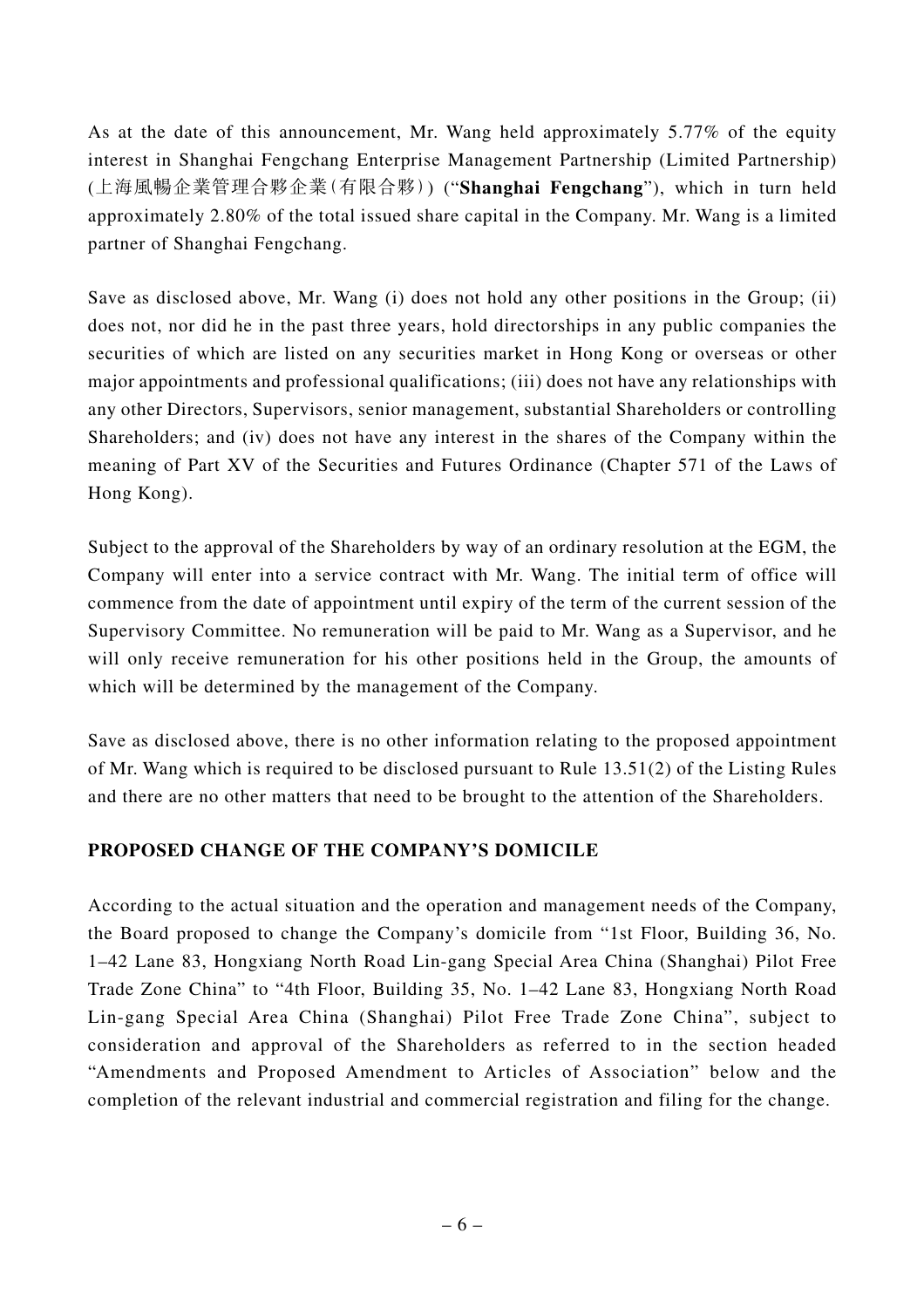As at the date of this announcement, Mr. Wang held approximately 5.77% of the equity interest in Shanghai Fengchang Enterprise Management Partnership (Limited Partnership) (上海風暢企業管理合夥企業(有限合夥)) ("**Shanghai Fengchang**"), which in turn held approximately 2.80% of the total issued share capital in the Company. Mr. Wang is a limited partner of Shanghai Fengchang.

Save as disclosed above, Mr. Wang (i) does not hold any other positions in the Group; (ii) does not, nor did he in the past three years, hold directorships in any public companies the securities of which are listed on any securities market in Hong Kong or overseas or other major appointments and professional qualifications; (iii) does not have any relationships with any other Directors, Supervisors, senior management, substantial Shareholders or controlling Shareholders; and (iv) does not have any interest in the shares of the Company within the meaning of Part XV of the Securities and Futures Ordinance (Chapter 571 of the Laws of Hong Kong).

Subject to the approval of the Shareholders by way of an ordinary resolution at the EGM, the Company will enter into a service contract with Mr. Wang. The initial term of office will commence from the date of appointment until expiry of the term of the current session of the Supervisory Committee. No remuneration will be paid to Mr. Wang as a Supervisor, and he will only receive remuneration for his other positions held in the Group, the amounts of which will be determined by the management of the Company.

Save as disclosed above, there is no other information relating to the proposed appointment of Mr. Wang which is required to be disclosed pursuant to Rule 13.51(2) of the Listing Rules and there are no other matters that need to be brought to the attention of the Shareholders.

## PROPOSED CHANGE OF THE COMPANY'S DOMICILE

According to the actual situation and the operation and management needs of the Company, the Board proposed to change the Company's domicile from "1st Floor, Building 36, No. 1–42 Lane 83, Hongxiang North Road Lin-gang Special Area China (Shanghai) Pilot Free Trade Zone China" to "4th Floor, Building 35, No. 1–42 Lane 83, Hongxiang North Road Lin-gang Special Area China (Shanghai) Pilot Free Trade Zone China", subject to consideration and approval of the Shareholders as referred to in the section headed "Amendments and Proposed Amendment to Articles of Association" below and the completion of the relevant industrial and commercial registration and filing for the change.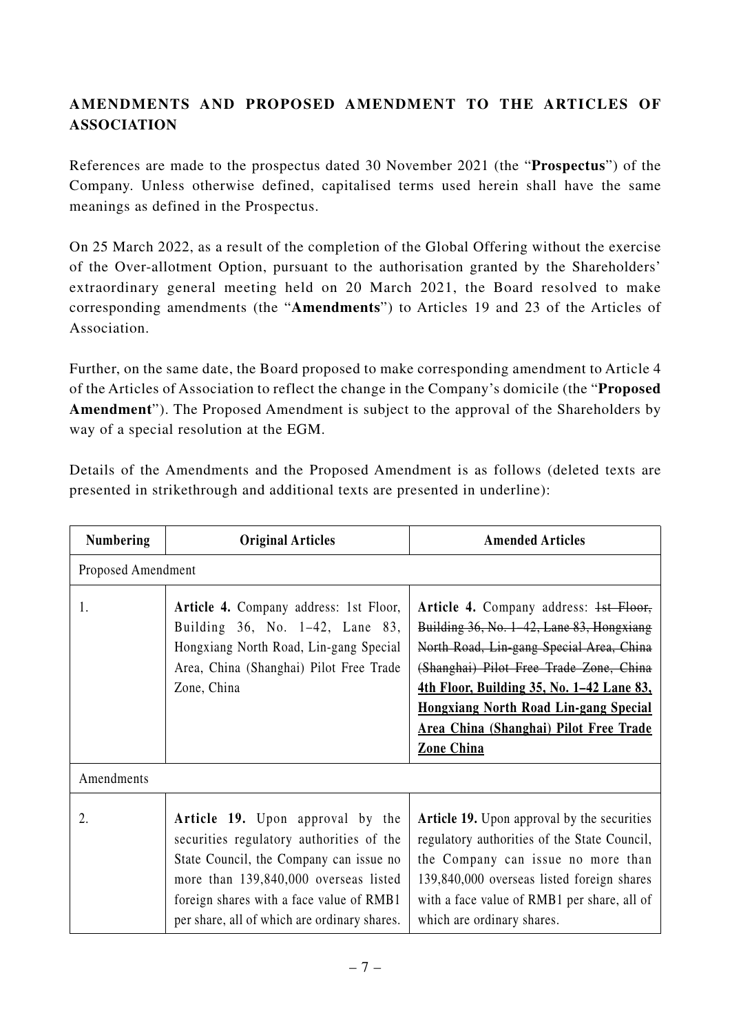## AMENDMENTS AND PROPOSED AMENDMENT TO THE ARTICLES OF ASSOCIATION

References are made to the prospectus dated 30 November 2021 (the "**Prospectus**") of the Company. Unless otherwise defined, capitalised terms used herein shall have the same meanings as defined in the Prospectus.

On 25 March 2022, as a result of the completion of the Global Offering without the exercise of the Over-allotment Option, pursuant to the authorisation granted by the Shareholders' extraordinary general meeting held on 20 March 2021, the Board resolved to make corresponding amendments (the "**Amendments**") to Articles 19 and 23 of the Articles of Association.

Further, on the same date, the Board proposed to make corresponding amendment to Article 4 of the Articles of Association to reflect the change in the Company's domicile (the "**Proposed Amendment**"). The Proposed Amendment is subject to the approval of the Shareholders by way of a special resolution at the EGM.

Details of the Amendments and the Proposed Amendment is as follows (deleted texts are presented in strikethrough and additional texts are presented in underline):

| Numbering | Original Articles | Amended Articles |
|---|---|---|
| Proposed Amendment | | |
| 1. | **Article 4.** Company address: 1st Floor, Building 36, No. 1–42, Lane 83, Hongxiang North Road, Lin-gang Special Area, China (Shanghai) Pilot Free Trade Zone, China | **Article 4.** Company address: ~~1st Floor, Building 36, No. 1–42, Lane 83, Hongxiang North Road, Lin-gang Special Area, China (Shanghai) Pilot Free Trade Zone, China~~ <u>**4th Floor, Building 35, No. 1–42 Lane 83, Hongxiang North Road Lin-gang Special Area China (Shanghai) Pilot Free Trade Zone China**</u> |
| Amendments | | |
| 2. | **Article 19.** Upon approval by the securities regulatory authorities of the State Council, the Company can issue no more than 139,840,000 overseas listed foreign shares with a face value of RMB1 per share, all of which are ordinary shares. | **Article 19.** Upon approval by the securities regulatory authorities of the State Council, the Company can issue no more than 139,840,000 overseas listed foreign shares with a face value of RMB1 per share, all of which are ordinary shares. |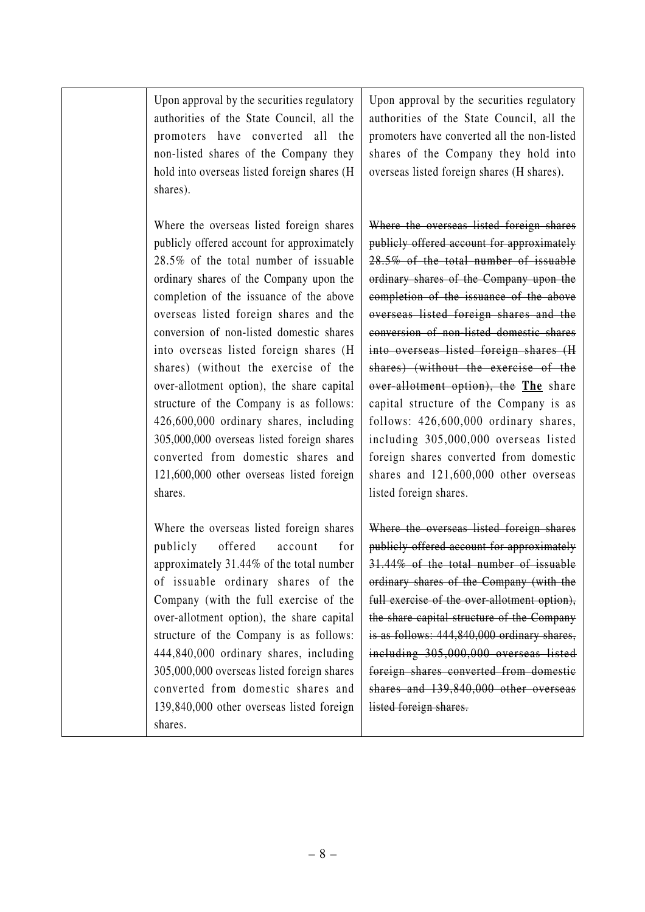| | | |
|---|---|---|
| | Upon approval by the securities regulatory authorities of the State Council, all the promoters have converted all the non-listed shares of the Company they hold into overseas listed foreign shares (H shares).<br><br>Where the overseas listed foreign shares publicly offered account for approximately 28.5% of the total number of issuable ordinary shares of the Company upon the completion of the issuance of the above overseas listed foreign shares and the conversion of non-listed domestic shares into overseas listed foreign shares (H shares) (without the exercise of the over-allotment option), the share capital structure of the Company is as follows: 426,600,000 ordinary shares, including 305,000,000 overseas listed foreign shares converted from domestic shares and 121,600,000 other overseas listed foreign shares.<br><br>Where the overseas listed foreign shares publicly offered account for approximately 31.44% of the total number of issuable ordinary shares of the Company (with the full exercise of the over-allotment option), the share capital structure of the Company is as follows: 444,840,000 ordinary shares, including 305,000,000 overseas listed foreign shares converted from domestic shares and 139,840,000 other overseas listed foreign shares. | Upon approval by the securities regulatory authorities of the State Council, all the promoters have converted all the non-listed shares of the Company they hold into overseas listed foreign shares (H shares).<br><br>~~Where the overseas listed foreign shares publicly offered account for approximately 28.5% of the total number of issuable ordinary shares of the Company upon the completion of the issuance of the above overseas listed foreign shares and the conversion of non-listed domestic shares into overseas listed foreign shares (H shares) (without the exercise of the over-allotment option), the~~ **<u>The</u>** share capital structure of the Company is as follows: 426,600,000 ordinary shares, including 305,000,000 overseas listed foreign shares converted from domestic shares and 121,600,000 other overseas listed foreign shares.<br><br>~~Where the overseas listed foreign shares publicly offered account for approximately 31.44% of the total number of issuable ordinary shares of the Company (with the full exercise of the over-allotment option), the share capital structure of the Company is as follows: 444,840,000 ordinary shares, including 305,000,000 overseas listed foreign shares converted from domestic shares and 139,840,000 other overseas listed foreign shares.~~ |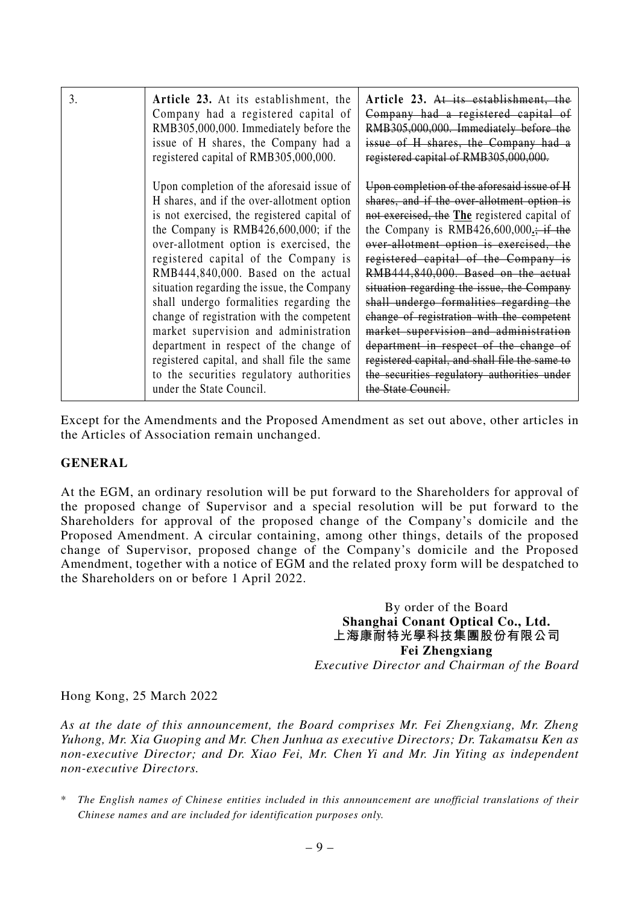| | | |
|---|---|---|
| 3. | **Article 23.** At its establishment, the Company had a registered capital of RMB305,000,000. Immediately before the issue of H shares, the Company had a registered capital of RMB305,000,000.<br><br>Upon completion of the aforesaid issue of H shares, and if the over-allotment option is not exercised, the registered capital of the Company is RMB426,600,000; if the over-allotment option is exercised, the registered capital of the Company is RMB444,840,000. Based on the actual situation regarding the issue, the Company shall undergo formalities regarding the change of registration with the competent market supervision and administration department in respect of the change of registered capital, and shall file the same to the securities regulatory authorities under the State Council. | **Article 23.** ~~At its establishment, the Company had a registered capital of RMB305,000,000. Immediately before the issue of H shares, the Company had a registered capital of RMB305,000,000.~~<br><br>~~Upon completion of the aforesaid issue of H shares, and if the over-allotment option is not exercised, the~~ **The** registered capital of the Company is RMB426,600,000**.**~~; if the over-allotment option is exercised, the registered capital of the Company is RMB444,840,000. Based on the actual situation regarding the issue, the Company shall undergo formalities regarding the change of registration with the competent market supervision and administration department in respect of the change of registered capital, and shall file the same to the securities regulatory authorities under the State Council.~~ |

Except for the Amendments and the Proposed Amendment as set out above, other articles in the Articles of Association remain unchanged.

## GENERAL

At the EGM, an ordinary resolution will be put forward to the Shareholders for approval of the proposed change of Supervisor and a special resolution will be put forward to the Shareholders for approval of the proposed change of the Company's domicile and the Proposed Amendment. A circular containing, among other things, details of the proposed change of Supervisor, proposed change of the Company's domicile and the Proposed Amendment, together with a notice of EGM and the related proxy form will be despatched to the Shareholders on or before 1 April 2022.

By order of the Board
**Shanghai Conant Optical Co., Ltd.**
**上海康耐特光學科技集團股份有限公司**
**Fei Zhengxiang**
*Executive Director and Chairman of the Board*

Hong Kong, 25 March 2022

*As at the date of this announcement, the Board comprises Mr. Fei Zhengxiang, Mr. Zheng Yuhong, Mr. Xia Guoping and Mr. Chen Junhua as executive Directors; Dr. Takamatsu Ken as non-executive Director; and Dr. Xiao Fei, Mr. Chen Yi and Mr. Jin Yiting as independent non-executive Directors.*

\* *The English names of Chinese entities included in this announcement are unofficial translations of their Chinese names and are included for identification purposes only.*